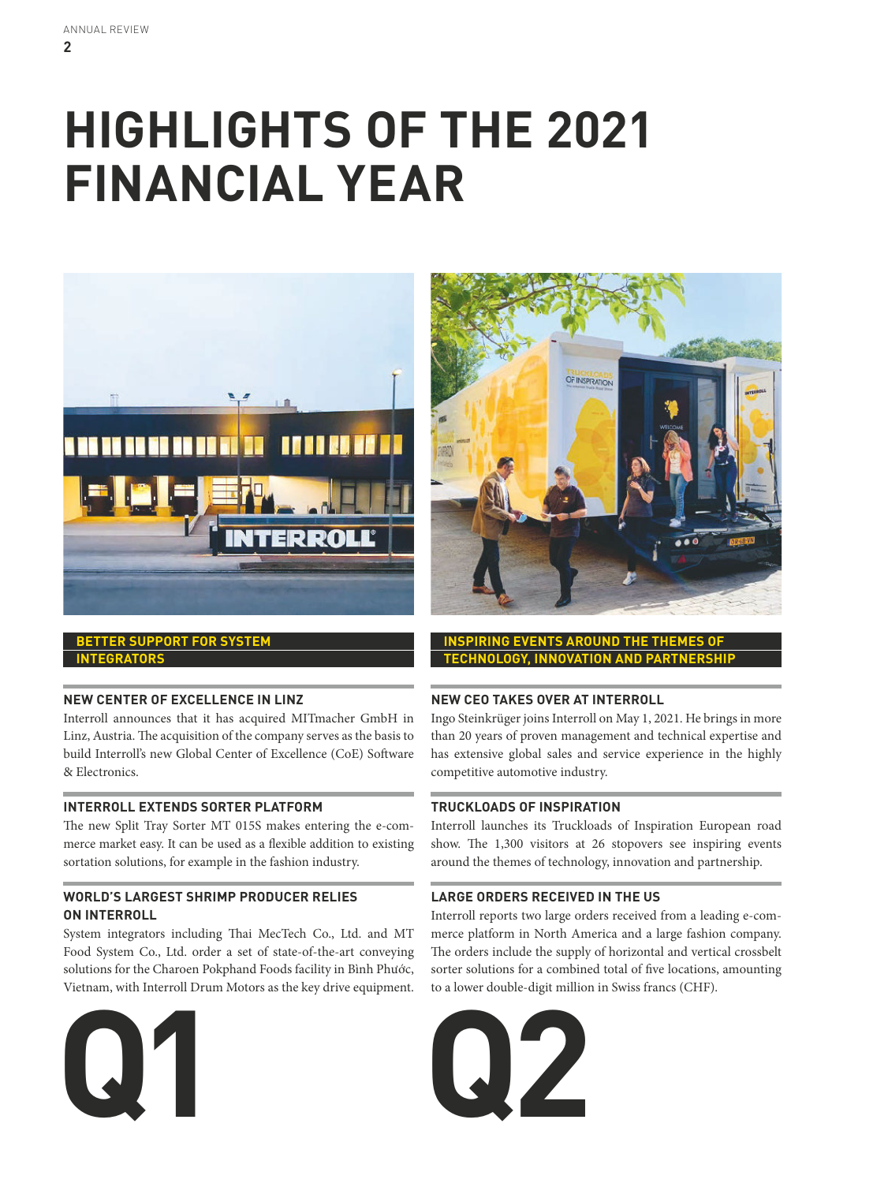# HIGHLIGHTS OF THE 2021 FINANCIAL YEAR

**BETTER SUPPORT FOR SYSTEM INTEGRATORS**

### NEW CENTER OF EXCELLENCE IN LINZ

Interroll announces that it has acquired MITmacher GmbH in Linz, Austria. The acquisition of the company serves as the basis to build Interroll's new Global Center of Excellence (CoE) Software & Electronics.

### INTERROLL EXTENDS SORTER PLATFORM

The new Split Tray Sorter MT 015S makes entering the e-commerce market easy. It can be used as a flexible addition to existing sortation solutions, for example in the fashion industry.

### WORLD'S LARGEST SHRIMP PRODUCER RELIES ON INTERROLL

System integrators including Thai MecTech Co., Ltd. and MT Food System Co., Ltd. order a set of state-of-the-art conveying solutions for the Charoen Pokphand Foods facility in Bình Phước, Vietnam, with Interroll Drum Motors as the key drive equipment.

## Q1

**INSPIRING EVENTS AROUND THE THEMES OF TECHNOLOGY, INNOVATION AND PARTNERSHIP**

### NEW CEO TAKES OVER AT INTERROLL

Ingo Steinkrüger joins Interroll on May 1, 2021. He brings in more than 20 years of proven management and technical expertise and has extensive global sales and service experience in the highly competitive automotive industry.

### TRUCKLOADS OF INSPIRATION

Interroll launches its Truckloads of Inspiration European road show. The 1,300 visitors at 26 stopovers see inspiring events around the themes of technology, innovation and partnership.

### LARGE ORDERS RECEIVED IN THE US

Interroll reports two large orders received from a leading e-commerce platform in North America and a large fashion company. The orders include the supply of horizontal and vertical crossbelt sorter solutions for a combined total of five locations, amounting to a lower double-digit million in Swiss francs (CHF).

## Q2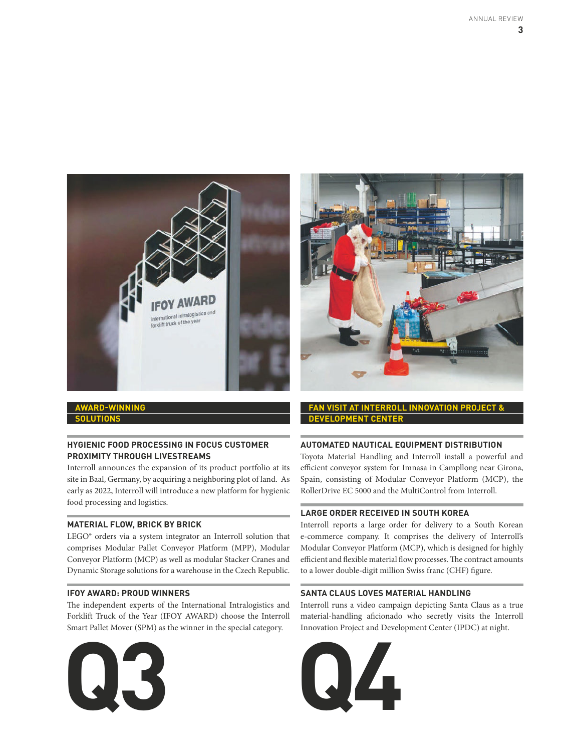## AWARD-WINNING SOLUTIONS

### HYGIENIC FOOD PROCESSING IN FOCUS CUSTOMER PROXIMITY THROUGH LIVESTREAMS

Interroll announces the expansion of its product portfolio at its site in Baal, Germany, by acquiring a neighboring plot of land. As early as 2022, Interroll will introduce a new platform for hygienic food processing and logistics.

### MATERIAL FLOW, BRICK BY BRICK

LEGO® orders via a system integrator an Interroll solution that comprises Modular Pallet Conveyor Platform (MPP), Modular Conveyor Platform (MCP) as well as modular Stacker Cranes and Dynamic Storage solutions for a warehouse in the Czech Republic.

### IFOY AWARD: PROUD WINNERS

The independent experts of the International Intralogistics and Forklift Truck of the Year (IFOY AWARD) choose the Interroll Smart Pallet Mover (SPM) as the winner in the special category.

# Q3

## FAN VISIT AT INTERROLL INNOVATION PROJECT & DEVELOPMENT CENTER

### AUTOMATED NAUTICAL EQUIPMENT DISTRIBUTION

Toyota Material Handling and Interroll install a powerful and efficient conveyor system for Imnasa in Campllong near Girona, Spain, consisting of Modular Conveyor Platform (MCP), the RollerDrive EC 5000 and the MultiControl from Interroll.

### LARGE ORDER RECEIVED IN SOUTH KOREA

Interroll reports a large order for delivery to a South Korean e-commerce company. It comprises the delivery of Interroll's Modular Conveyor Platform (MCP), which is designed for highly efficient and flexible material flow processes. The contract amounts to a lower double-digit million Swiss franc (CHF) figure.

### SANTA CLAUS LOVES MATERIAL HANDLING

Interroll runs a video campaign depicting Santa Claus as a true material-handling aficionado who secretly visits the Interroll Innovation Project and Development Center (IPDC) at night.

# Q4